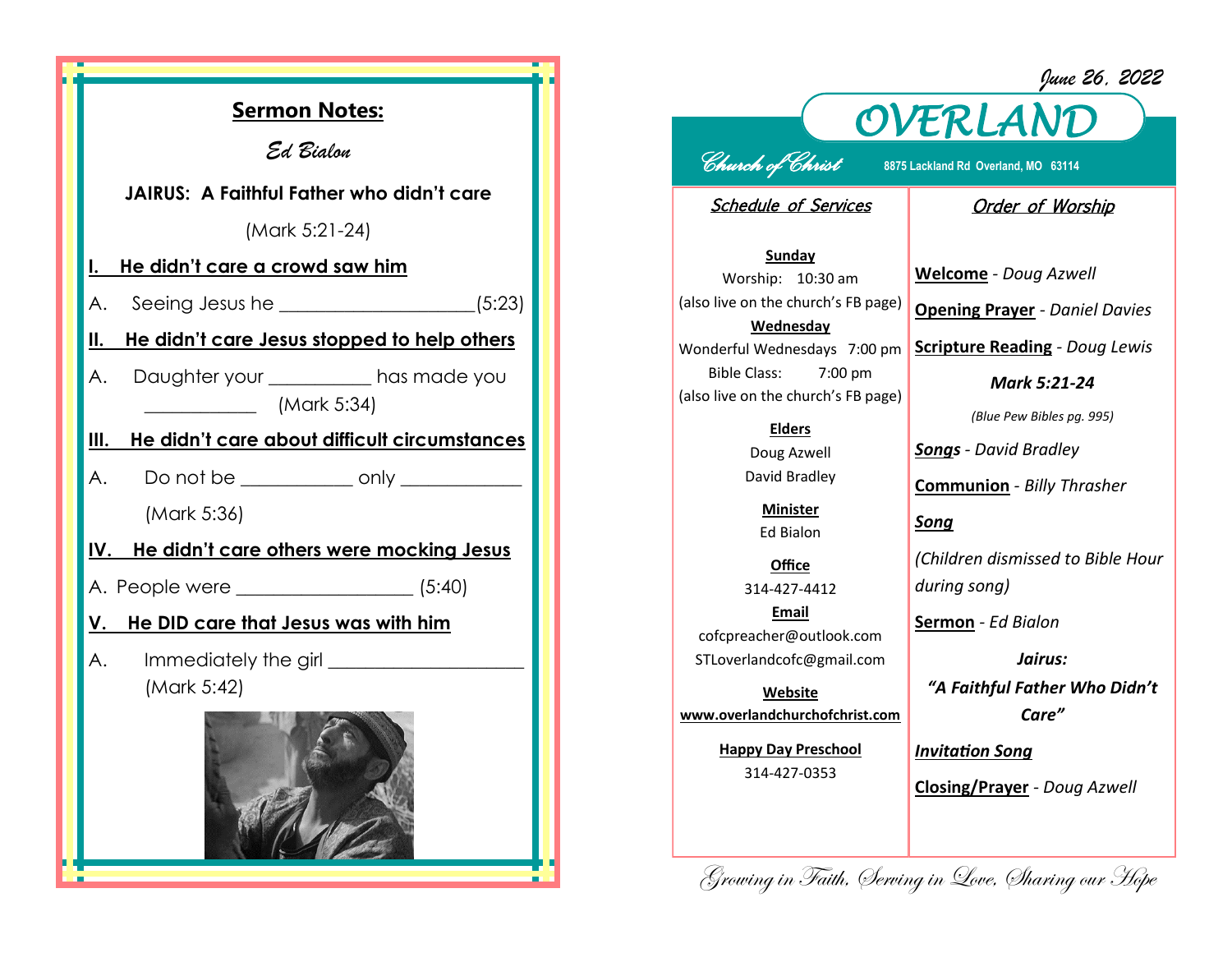## Sermon Notes:

*Ed Bialon*

**JAIRUS: A Faithful Father who didn't care**

(Mark 5:21-24)

**I. He didn't care a crowd saw him**

A. Seeing Jesus he ___________________(5:23)

**II. He didn't care Jesus stopped to help others**

A. Daughter your __________ has made you ___________ (Mark 5:34)

**III. He didn't care about difficult circumstances**

A. Do not be ___________ only ____________ (Mark 5:36)

**IV. He didn't care others were mocking Jesus**

A. People were _________________ (5:40)

**V. He DID care that Jesus was with him**

A. Immediately the girl ____________________ (Mark 5:42)

*June 26, 2022*

# OVERLAND

*Church of Christ*

8875 Lackland Rd Overland, MO 63114

### *Schedule of Services*

**Sunday**
Worship: 10:30 am
(also live on the church's FB page)

**Wednesday**
Wonderful Wednesdays 7:00 pm
Bible Class: 7:00 pm
(also live on the church's FB page)

**Elders**
Doug Azwell
David Bradley

**Minister**
Ed Bialon

**Office**
314-427-4412

**Email**
cofcpreacher@outlook.com
STLoverlandcofc@gmail.com

**Website**
www.overlandchurchofchrist.com

**Happy Day Preschool**
314-427-0353

### *Order of Worship*

**Welcome** - *Doug Azwell*

**Opening Prayer** - *Daniel Davies*

**Scripture Reading** - *Doug Lewis*

***Mark 5:21-24***

*(Blue Pew Bibles pg. 995)*

***Songs*** - *David Bradley*

**Communion** - *Billy Thrasher*

***Song***

*(Children dismissed to Bible Hour during song)*

**Sermon** - *Ed Bialon*

***Jairus:***
***"A Faithful Father Who Didn't Care"***

***Invitation Song***

**Closing/Prayer** - *Doug Azwell*

*Growing in Faith, Serving in Love, Sharing our Hope*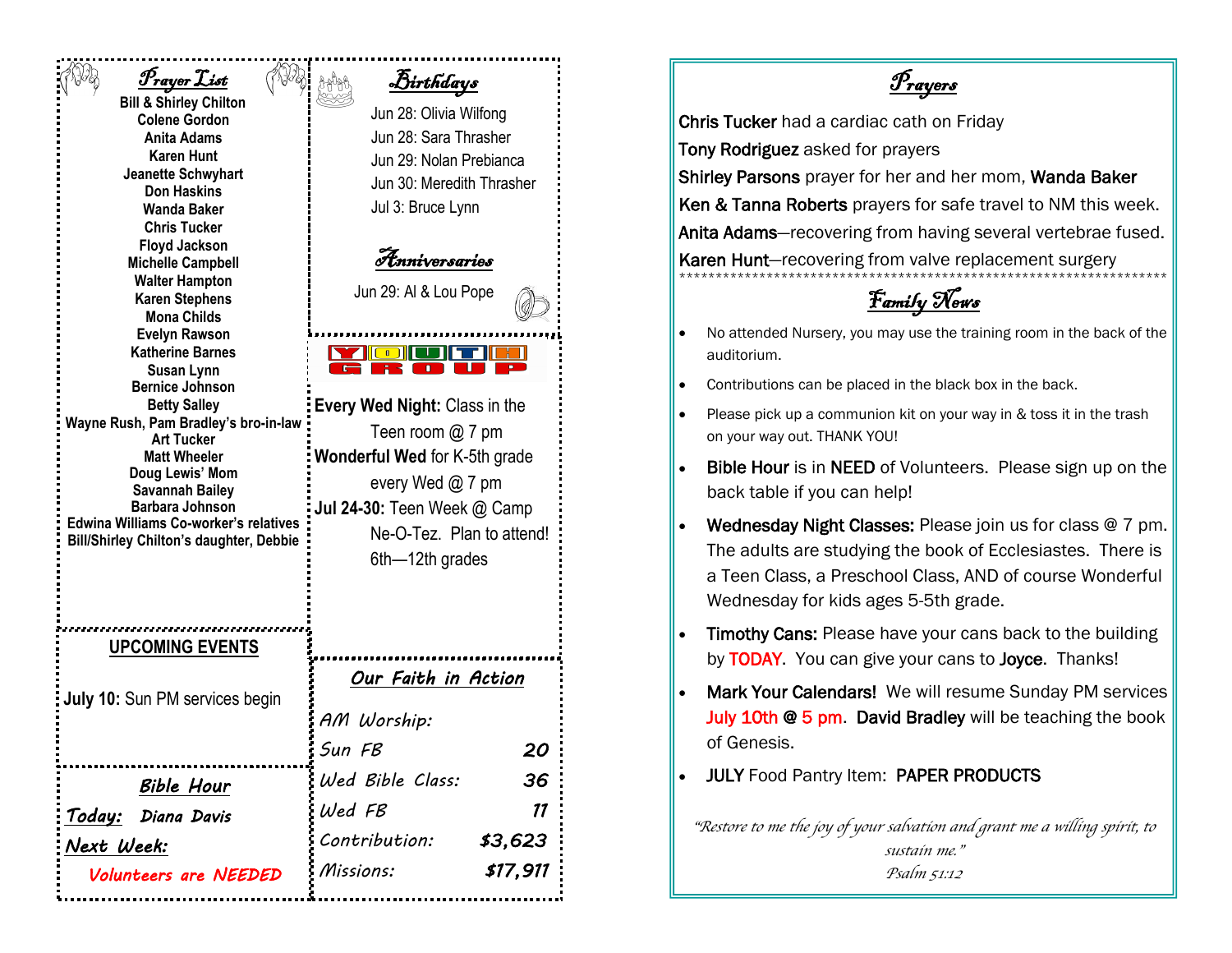## Prayer List

**Bill & Shirley Chilton**
**Colene Gordon**
**Anita Adams**
**Karen Hunt**
**Jeanette Schwyhart**
**Don Haskins**
**Wanda Baker**
**Chris Tucker**
**Floyd Jackson**
**Michelle Campbell**
**Walter Hampton**
**Karen Stephens**
**Mona Childs**
**Evelyn Rawson**
**Katherine Barnes**
**Susan Lynn**
**Bernice Johnson**
**Betty Salley**
**Wayne Rush, Pam Bradley's bro-in-law**
**Art Tucker**
**Matt Wheeler**
**Doug Lewis' Mom**
**Savannah Bailey**
**Barbara Johnson**
**Edwina Williams Co-worker's relatives**
**Bill/Shirley Chilton's daughter, Debbie**

## Birthdays

Jun 28: Olivia Wilfong
Jun 28: Sara Thrasher
Jun 29: Nolan Prebianca
Jun 30: Meredith Thrasher
Jul 3: Bruce Lynn

## Anniversaries

Jun 29: Al & Lou Pope

## YOUTH GROUP

**Every Wed Night:** Class in the Teen room @ 7 pm

**Wonderful Wed** for K-5th grade every Wed @ 7 pm

**Jul 24-30:** Teen Week @ Camp Ne-O-Tez. Plan to attend! 6th—12th grades

## UPCOMING EVENTS

**July 10:** Sun PM services begin

## Bible Hour

**Today:** Diana Davis

**Next Week:**

Volunteers are NEEDED

## Our Faith in Action

| | |
|---|---|
| AM Worship: | |
| Sun FB | 20 |
| Wed Bible Class: | 36 |
| Wed FB | 11 |
| Contribution: | $3,623 |
| Missions: | $17,911 |

## Prayers

**Chris Tucker** had a cardiac cath on Friday
**Tony Rodriguez** asked for prayers
**Shirley Parsons** prayer for her and her mom, **Wanda Baker**
**Ken & Tanna Roberts** prayers for safe travel to NM this week.
**Anita Adams**—recovering from having several vertebrae fused.
**Karen Hunt**—recovering from valve replacement surgery

**************************************************************************

## Family News

- No attended Nursery, you may use the training room in the back of the auditorium.
- Contributions can be placed in the black box in the back.
- Please pick up a communion kit on your way in & toss it in the trash on your way out. THANK YOU!
- **Bible Hour** is in **NEED** of Volunteers. Please sign up on the back table if you can help!
- **Wednesday Night Classes:** Please join us for class @ 7 pm. The adults are studying the book of Ecclesiastes. There is a Teen Class, a Preschool Class, AND of course Wonderful Wednesday for kids ages 5-5th grade.
- **Timothy Cans:** Please have your cans back to the building by **TODAY**. You can give your cans to **Joyce**. Thanks!
- **Mark Your Calendars!** We will resume Sunday PM services **July 10th @ 5 pm**. **David Bradley** will be teaching the book of Genesis.
- **JULY** Food Pantry Item: **PAPER PRODUCTS**

*"Restore to me the joy of your salvation and grant me a willing spirit, to sustain me."*
*Psalm 51:12*